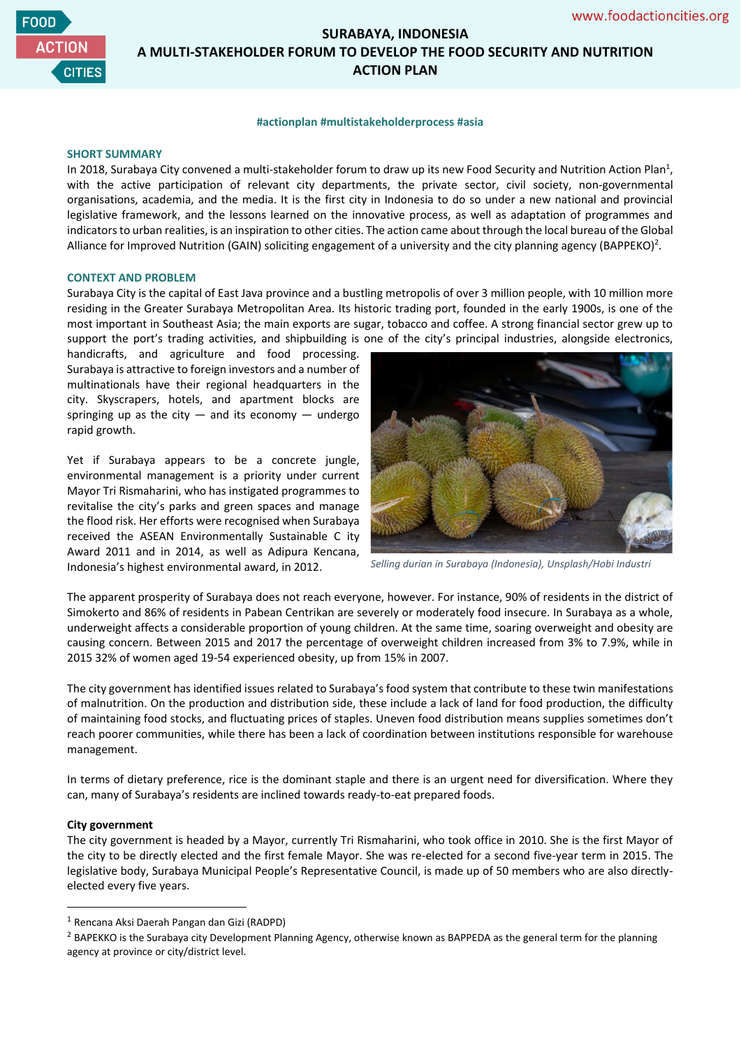# SURABAYA, INDONESIA
# A MULTI-STAKEHOLDER FORUM TO DEVELOP THE FOOD SECURITY AND NUTRITION ACTION PLAN

www.foodactioncities.org

**#actionplan #multistakeholderprocess #asia**

## SHORT SUMMARY

In 2018, Surabaya City convened a multi-stakeholder forum to draw up its new Food Security and Nutrition Action Plan[1], with the active participation of relevant city departments, the private sector, civil society, non-governmental organisations, academia, and the media. It is the first city in Indonesia to do so under a new national and provincial legislative framework, and the lessons learned on the innovative process, as well as adaptation of programmes and indicators to urban realities, is an inspiration to other cities. The action came about through the local bureau of the Global Alliance for Improved Nutrition (GAIN) soliciting engagement of a university and the city planning agency (BAPPEKO)[2].

## CONTEXT AND PROBLEM

Surabaya City is the capital of East Java province and a bustling metropolis of over 3 million people, with 10 million more residing in the Greater Surabaya Metropolitan Area. Its historic trading port, founded in the early 1900s, is one of the most important in Southeast Asia; the main exports are sugar, tobacco and coffee. A strong financial sector grew up to support the port's trading activities, and shipbuilding is one of the city's principal industries, alongside electronics, handicrafts, and agriculture and food processing. Surabaya is attractive to foreign investors and a number of multinationals have their regional headquarters in the city. Skyscrapers, hotels, and apartment blocks are springing up as the city — and its economy — undergo rapid growth.

Yet if Surabaya appears to be a concrete jungle, environmental management is a priority under current Mayor Tri Rismaharini, who has instigated programmes to revitalise the city's parks and green spaces and manage the flood risk. Her efforts were recognised when Surabaya received the ASEAN Environmentally Sustainable C ity Award 2011 and in 2014, as well as Adipura Kencana, Indonesia's highest environmental award, in 2012.

*Selling durian in Surabaya (Indonesia), Unsplash/Hobi Industri*

The apparent prosperity of Surabaya does not reach everyone, however. For instance, 90% of residents in the district of Simokerto and 86% of residents in Pabean Centrikan are severely or moderately food insecure. In Surabaya as a whole, underweight affects a considerable proportion of young children. At the same time, soaring overweight and obesity are causing concern. Between 2015 and 2017 the percentage of overweight children increased from 3% to 7.9%, while in 2015 32% of women aged 19-54 experienced obesity, up from 15% in 2007.

The city government has identified issues related to Surabaya's food system that contribute to these twin manifestations of malnutrition. On the production and distribution side, these include a lack of land for food production, the difficulty of maintaining food stocks, and fluctuating prices of staples. Uneven food distribution means supplies sometimes don't reach poorer communities, while there has been a lack of coordination between institutions responsible for warehouse management.

In terms of dietary preference, rice is the dominant staple and there is an urgent need for diversification. Where they can, many of Surabaya's residents are inclined towards ready-to-eat prepared foods.

**City government**

The city government is headed by a Mayor, currently Tri Rismaharini, who took office in 2010. She is the first Mayor of the city to be directly elected and the first female Mayor. She was re-elected for a second five-year term in 2015. The legislative body, Surabaya Municipal People's Representative Council, is made up of 50 members who are also directly-elected every five years.

---

[1] Rencana Aksi Daerah Pangan dan Gizi (RADPD)

[2] BAPEKKO is the Surabaya city Development Planning Agency, otherwise known as BAPPEDA as the general term for the planning agency at province or city/district level.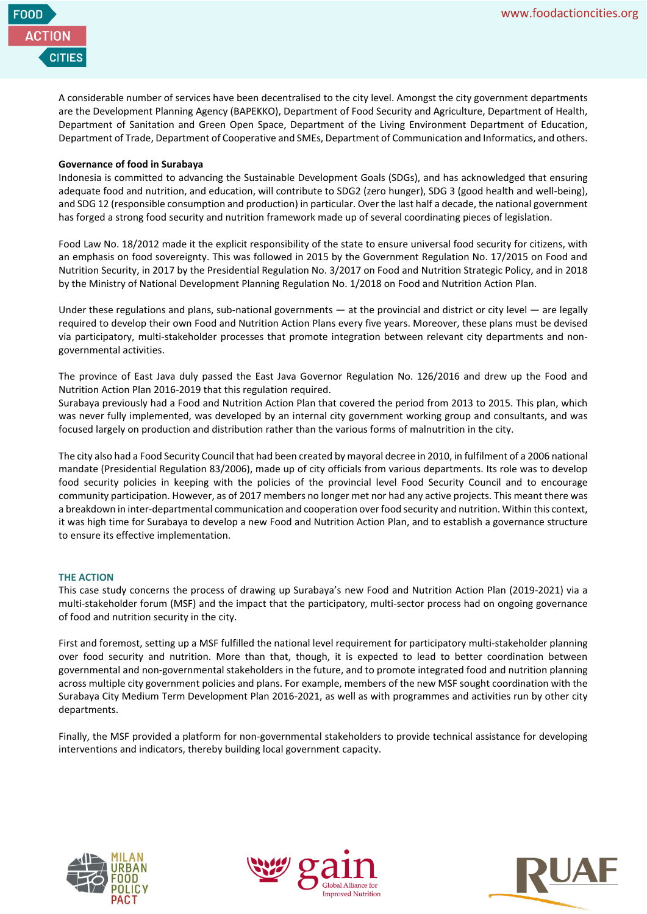A considerable number of services have been decentralised to the city level. Amongst the city government departments are the Development Planning Agency (BAPEKKO), Department of Food Security and Agriculture, Department of Health, Department of Sanitation and Green Open Space, Department of the Living Environment Department of Education, Department of Trade, Department of Cooperative and SMEs, Department of Communication and Informatics, and others.

**Governance of food in Surabaya**

Indonesia is committed to advancing the Sustainable Development Goals (SDGs), and has acknowledged that ensuring adequate food and nutrition, and education, will contribute to SDG2 (zero hunger), SDG 3 (good health and well-being), and SDG 12 (responsible consumption and production) in particular. Over the last half a decade, the national government has forged a strong food security and nutrition framework made up of several coordinating pieces of legislation.

Food Law No. 18/2012 made it the explicit responsibility of the state to ensure universal food security for citizens, with an emphasis on food sovereignty. This was followed in 2015 by the Government Regulation No. 17/2015 on Food and Nutrition Security, in 2017 by the Presidential Regulation No. 3/2017 on Food and Nutrition Strategic Policy, and in 2018 by the Ministry of National Development Planning Regulation No. 1/2018 on Food and Nutrition Action Plan.

Under these regulations and plans, sub-national governments — at the provincial and district or city level — are legally required to develop their own Food and Nutrition Action Plans every five years. Moreover, these plans must be devised via participatory, multi-stakeholder processes that promote integration between relevant city departments and non-governmental activities.

The province of East Java duly passed the East Java Governor Regulation No. 126/2016 and drew up the Food and Nutrition Action Plan 2016-2019 that this regulation required.

Surabaya previously had a Food and Nutrition Action Plan that covered the period from 2013 to 2015. This plan, which was never fully implemented, was developed by an internal city government working group and consultants, and was focused largely on production and distribution rather than the various forms of malnutrition in the city.

The city also had a Food Security Council that had been created by mayoral decree in 2010, in fulfilment of a 2006 national mandate (Presidential Regulation 83/2006), made up of city officials from various departments. Its role was to develop food security policies in keeping with the policies of the provincial level Food Security Council and to encourage community participation. However, as of 2017 members no longer met nor had any active projects. This meant there was a breakdown in inter-departmental communication and cooperation over food security and nutrition. Within this context, it was high time for Surabaya to develop a new Food and Nutrition Action Plan, and to establish a governance structure to ensure its effective implementation.

## THE ACTION

This case study concerns the process of drawing up Surabaya's new Food and Nutrition Action Plan (2019-2021) via a multi-stakeholder forum (MSF) and the impact that the participatory, multi-sector process had on ongoing governance of food and nutrition security in the city.

First and foremost, setting up a MSF fulfilled the national level requirement for participatory multi-stakeholder planning over food security and nutrition. More than that, though, it is expected to lead to better coordination between governmental and non-governmental stakeholders in the future, and to promote integrated food and nutrition planning across multiple city government policies and plans. For example, members of the new MSF sought coordination with the Surabaya City Medium Term Development Plan 2016-2021, as well as with programmes and activities run by other city departments.

Finally, the MSF provided a platform for non-governmental stakeholders to provide technical assistance for developing interventions and indicators, thereby building local government capacity.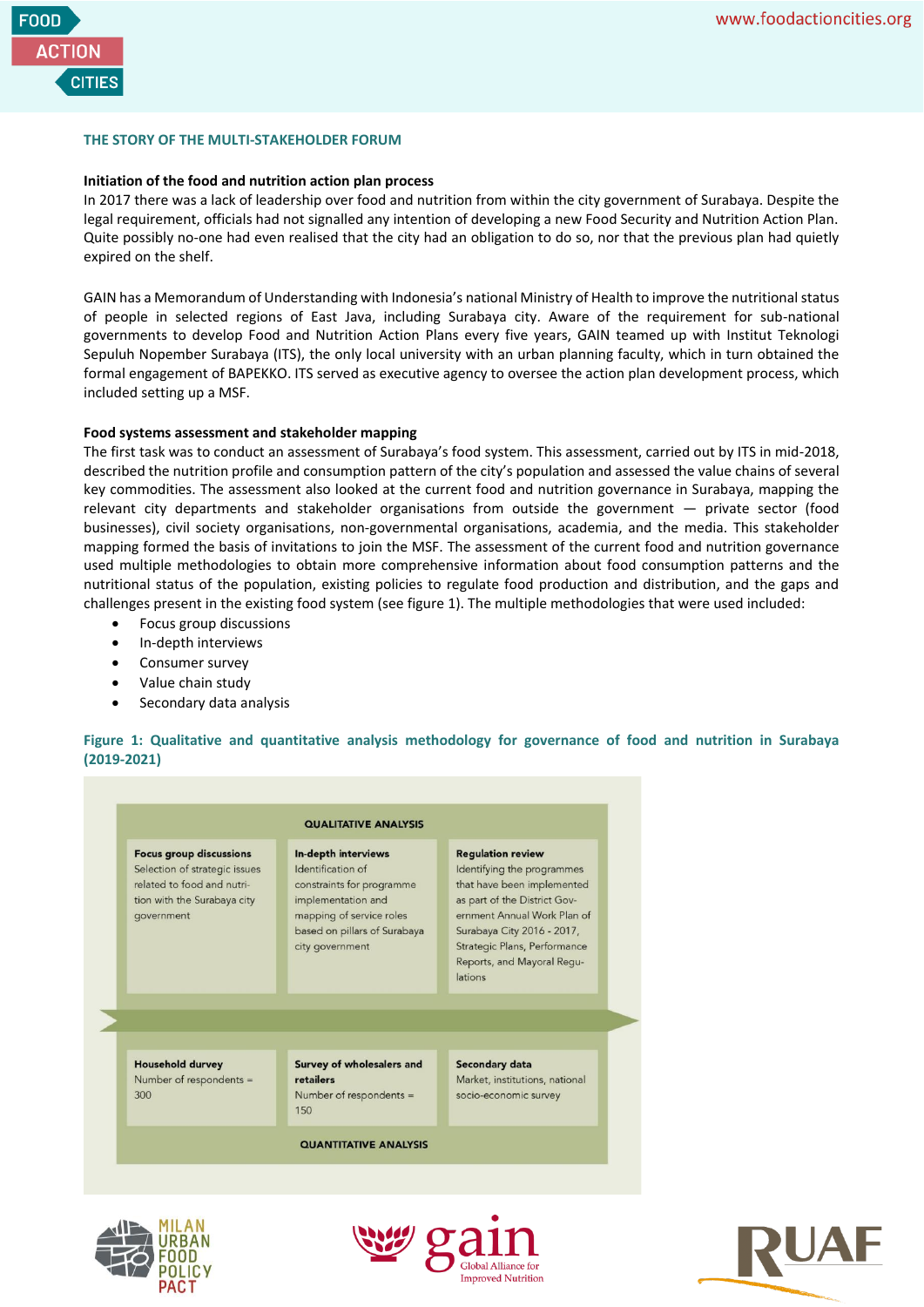## THE STORY OF THE MULTI-STAKEHOLDER FORUM

**Initiation of the food and nutrition action plan process**

In 2017 there was a lack of leadership over food and nutrition from within the city government of Surabaya. Despite the legal requirement, officials had not signalled any intention of developing a new Food Security and Nutrition Action Plan. Quite possibly no-one had even realised that the city had an obligation to do so, nor that the previous plan had quietly expired on the shelf.

GAIN has a Memorandum of Understanding with Indonesia's national Ministry of Health to improve the nutritional status of people in selected regions of East Java, including Surabaya city. Aware of the requirement for sub-national governments to develop Food and Nutrition Action Plans every five years, GAIN teamed up with Institut Teknologi Sepuluh Nopember Surabaya (ITS), the only local university with an urban planning faculty, which in turn obtained the formal engagement of BAPEKKO. ITS served as executive agency to oversee the action plan development process, which included setting up a MSF.

**Food systems assessment and stakeholder mapping**

The first task was to conduct an assessment of Surabaya's food system. This assessment, carried out by ITS in mid-2018, described the nutrition profile and consumption pattern of the city's population and assessed the value chains of several key commodities. The assessment also looked at the current food and nutrition governance in Surabaya, mapping the relevant city departments and stakeholder organisations from outside the government — private sector (food businesses), civil society organisations, non-governmental organisations, academia, and the media. This stakeholder mapping formed the basis of invitations to join the MSF. The assessment of the current food and nutrition governance used multiple methodologies to obtain more comprehensive information about food consumption patterns and the nutritional status of the population, existing policies to regulate food production and distribution, and the gaps and challenges present in the existing food system (see figure 1). The multiple methodologies that were used included:

- Focus group discussions
- In-depth interviews
- Consumer survey
- Value chain study
- Secondary data analysis

**Figure 1: Qualitative and quantitative analysis methodology for governance of food and nutrition in Surabaya (2019-2021)**

QUALITATIVE ANALYSIS

| Focus group discussions | In-depth interviews | Regulation review |
|---|---|---|
| Selection of strategic issues related to food and nutrition with the Surabaya city government | Identification of constraints for programme implementation and mapping of service roles based on pillars of Surabaya city government | Identifying the programmes that have been implemented as part of the District Government Annual Work Plan of Surabaya City 2016 - 2017, Strategic Plans, Performance Reports, and Mayoral Regulations |

| Household durvey | Survey of wholesalers and retailers | Secondary data |
|---|---|---|
| Number of respondents = 300 | Number of respondents = 150 | Market, institutions, national socio-economic survey |

QUANTITATIVE ANALYSIS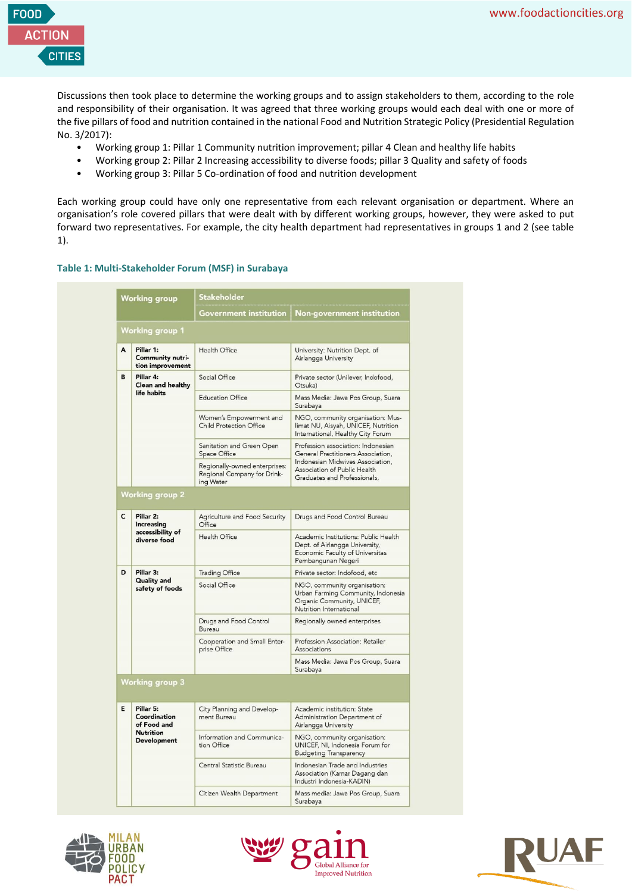Discussions then took place to determine the working groups and to assign stakeholders to them, according to the role and responsibility of their organisation. It was agreed that three working groups would each deal with one or more of the five pillars of food and nutrition contained in the national Food and Nutrition Strategic Policy (Presidential Regulation No. 3/2017):

- Working group 1: Pillar 1 Community nutrition improvement; pillar 4 Clean and healthy life habits
- Working group 2: Pillar 2 Increasing accessibility to diverse foods; pillar 3 Quality and safety of foods
- Working group 3: Pillar 5 Co-ordination of food and nutrition development

Each working group could have only one representative from each relevant organisation or department. Where an organisation's role covered pillars that were dealt with by different working groups, however, they were asked to put forward two representatives. For example, the city health department had representatives in groups 1 and 2 (see table 1).

**Table 1: Multi-Stakeholder Forum (MSF) in Surabaya**

| Working group | | Stakeholder | |
|---|---|---|---|
| | | Government institution | Non-government institution |
| **Working group 1** | | | |
| A | **Pillar 1: Community nutrition improvement** | Health Office | University: Nutrition Dept. of Airlangga University |
| B | **Pillar 4: Clean and healthy life habits** | Social Office | Private sector (Unilever, Indofood, Otsuka) |
| | | Education Office | Mass Media: Jawa Pos Group, Suara Surabaya |
| | | Women's Empowerment and Child Protection Office | NGO, community organisation: Muslimat NU, Aisyah, UNICEF, Nutrition International, Healthy City Forum |
| | | Sanitation and Green Open Space Office | Profession association: Indonesian General Practitioners Association, Indonesian Midwives Association, Association of Public Health Graduates and Professionals, |
| | | Regionally-owned enterprises: Regional Company for Drinking Water | |
| **Working group 2** | | | |
| C | **Pillar 2: Increasing accessibility of diverse food** | Agriculture and Food Security Office | Drugs and Food Control Bureau |
| | | Health Office | Academic Institutions: Public Health Dept. of Airlangga University, Economic Faculty of Universitas Pembangunan Negeri |
| D | **Pillar 3: Quality and safety of foods** | Trading Office | Private sector: Indofood, etc |
| | | Social Office | NGO, community organisation: Urban Farming Community, Indonesia Organic Community, UNICEF, Nutrition International |
| | | Drugs and Food Control Bureau | Regionally owned enterprises |
| | | Cooperation and Small Enterprise Office | Profession Association: Retailer Associations |
| | | | Mass Media: Jawa Pos Group, Suara Surabaya |
| **Working group 3** | | | |
| E | **Pillar 5: Coordination of Food and Nutrition Development** | City Planning and Development Bureau | Academic institution: State Administration Department of Airlangga University |
| | | Information and Communication Office | NGO, community organisation: UNICEF, NI, Indonesia Forum for Budgeting Transparency |
| | | Central Statistic Bureau | Indonesian Trade and Industries Association (Kamar Dagang dan Industri Indonesia-KADIN) |
| | | Citizen Wealth Department | Mass media: Jawa Pos Group, Suara Surabaya |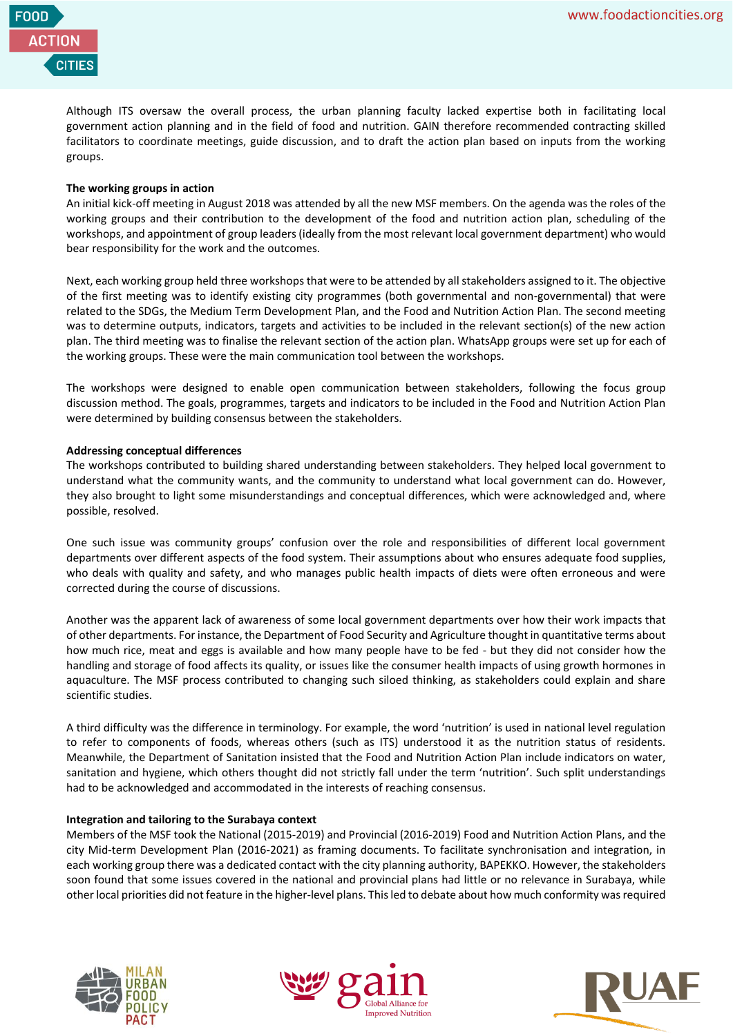Although ITS oversaw the overall process, the urban planning faculty lacked expertise both in facilitating local government action planning and in the field of food and nutrition. GAIN therefore recommended contracting skilled facilitators to coordinate meetings, guide discussion, and to draft the action plan based on inputs from the working groups.

**The working groups in action**

An initial kick-off meeting in August 2018 was attended by all the new MSF members. On the agenda was the roles of the working groups and their contribution to the development of the food and nutrition action plan, scheduling of the workshops, and appointment of group leaders (ideally from the most relevant local government department) who would bear responsibility for the work and the outcomes.

Next, each working group held three workshops that were to be attended by all stakeholders assigned to it. The objective of the first meeting was to identify existing city programmes (both governmental and non-governmental) that were related to the SDGs, the Medium Term Development Plan, and the Food and Nutrition Action Plan. The second meeting was to determine outputs, indicators, targets and activities to be included in the relevant section(s) of the new action plan. The third meeting was to finalise the relevant section of the action plan. WhatsApp groups were set up for each of the working groups. These were the main communication tool between the workshops.

The workshops were designed to enable open communication between stakeholders, following the focus group discussion method. The goals, programmes, targets and indicators to be included in the Food and Nutrition Action Plan were determined by building consensus between the stakeholders.

**Addressing conceptual differences**

The workshops contributed to building shared understanding between stakeholders. They helped local government to understand what the community wants, and the community to understand what local government can do. However, they also brought to light some misunderstandings and conceptual differences, which were acknowledged and, where possible, resolved.

One such issue was community groups' confusion over the role and responsibilities of different local government departments over different aspects of the food system. Their assumptions about who ensures adequate food supplies, who deals with quality and safety, and who manages public health impacts of diets were often erroneous and were corrected during the course of discussions.

Another was the apparent lack of awareness of some local government departments over how their work impacts that of other departments. For instance, the Department of Food Security and Agriculture thought in quantitative terms about how much rice, meat and eggs is available and how many people have to be fed - but they did not consider how the handling and storage of food affects its quality, or issues like the consumer health impacts of using growth hormones in aquaculture. The MSF process contributed to changing such siloed thinking, as stakeholders could explain and share scientific studies.

A third difficulty was the difference in terminology. For example, the word 'nutrition' is used in national level regulation to refer to components of foods, whereas others (such as ITS) understood it as the nutrition status of residents. Meanwhile, the Department of Sanitation insisted that the Food and Nutrition Action Plan include indicators on water, sanitation and hygiene, which others thought did not strictly fall under the term 'nutrition'. Such split understandings had to be acknowledged and accommodated in the interests of reaching consensus.

**Integration and tailoring to the Surabaya context**

Members of the MSF took the National (2015-2019) and Provincial (2016-2019) Food and Nutrition Action Plans, and the city Mid-term Development Plan (2016-2021) as framing documents. To facilitate synchronisation and integration, in each working group there was a dedicated contact with the city planning authority, BAPEKKO. However, the stakeholders soon found that some issues covered in the national and provincial plans had little or no relevance in Surabaya, while other local priorities did not feature in the higher-level plans. This led to debate about how much conformity was required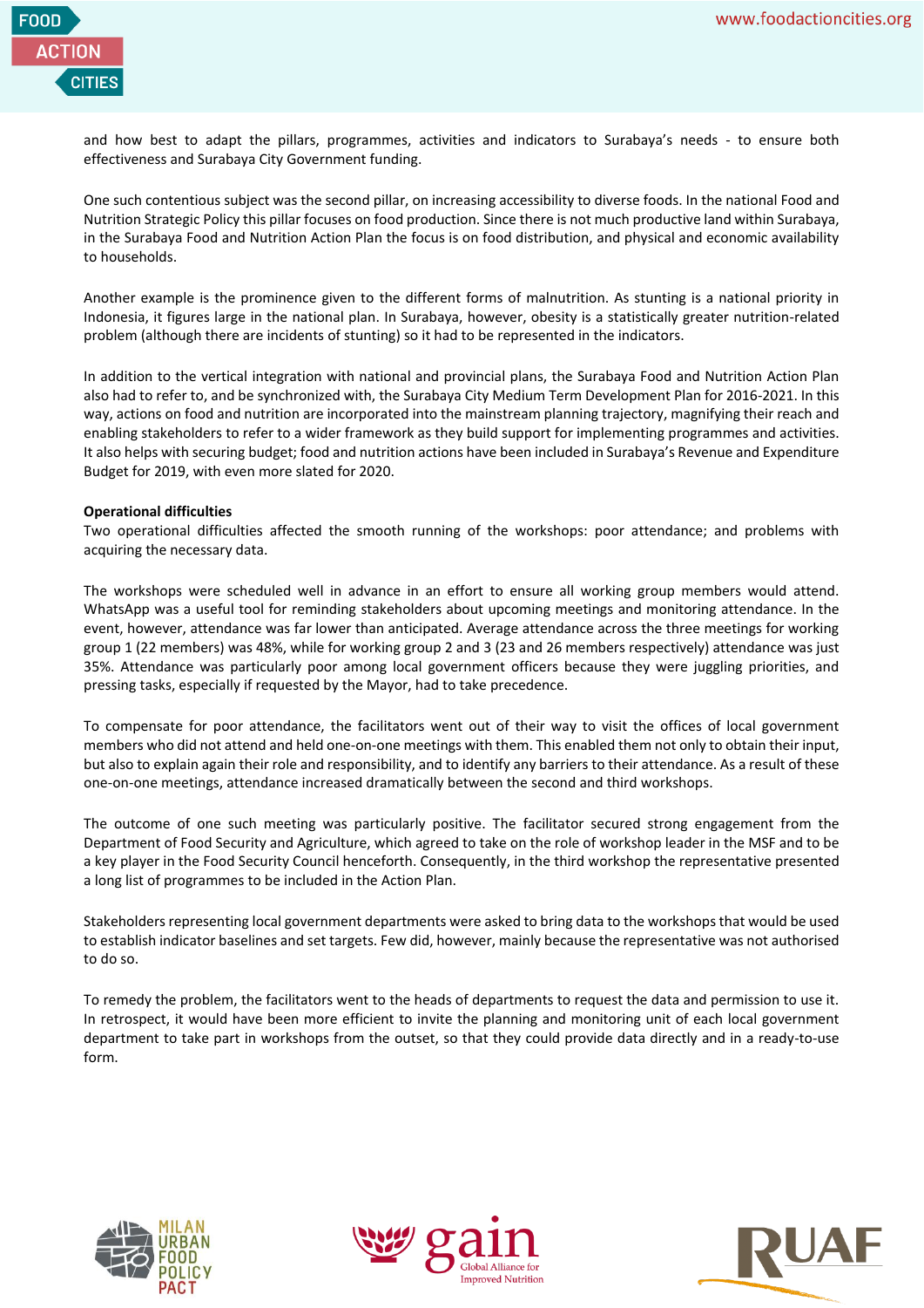and how best to adapt the pillars, programmes, activities and indicators to Surabaya's needs - to ensure both effectiveness and Surabaya City Government funding.

One such contentious subject was the second pillar, on increasing accessibility to diverse foods. In the national Food and Nutrition Strategic Policy this pillar focuses on food production. Since there is not much productive land within Surabaya, in the Surabaya Food and Nutrition Action Plan the focus is on food distribution, and physical and economic availability to households.

Another example is the prominence given to the different forms of malnutrition. As stunting is a national priority in Indonesia, it figures large in the national plan. In Surabaya, however, obesity is a statistically greater nutrition-related problem (although there are incidents of stunting) so it had to be represented in the indicators.

In addition to the vertical integration with national and provincial plans, the Surabaya Food and Nutrition Action Plan also had to refer to, and be synchronized with, the Surabaya City Medium Term Development Plan for 2016-2021. In this way, actions on food and nutrition are incorporated into the mainstream planning trajectory, magnifying their reach and enabling stakeholders to refer to a wider framework as they build support for implementing programmes and activities. It also helps with securing budget; food and nutrition actions have been included in Surabaya's Revenue and Expenditure Budget for 2019, with even more slated for 2020.

**Operational difficulties**

Two operational difficulties affected the smooth running of the workshops: poor attendance; and problems with acquiring the necessary data.

The workshops were scheduled well in advance in an effort to ensure all working group members would attend. WhatsApp was a useful tool for reminding stakeholders about upcoming meetings and monitoring attendance. In the event, however, attendance was far lower than anticipated. Average attendance across the three meetings for working group 1 (22 members) was 48%, while for working group 2 and 3 (23 and 26 members respectively) attendance was just 35%. Attendance was particularly poor among local government officers because they were juggling priorities, and pressing tasks, especially if requested by the Mayor, had to take precedence.

To compensate for poor attendance, the facilitators went out of their way to visit the offices of local government members who did not attend and held one-on-one meetings with them. This enabled them not only to obtain their input, but also to explain again their role and responsibility, and to identify any barriers to their attendance. As a result of these one-on-one meetings, attendance increased dramatically between the second and third workshops.

The outcome of one such meeting was particularly positive. The facilitator secured strong engagement from the Department of Food Security and Agriculture, which agreed to take on the role of workshop leader in the MSF and to be a key player in the Food Security Council henceforth. Consequently, in the third workshop the representative presented a long list of programmes to be included in the Action Plan.

Stakeholders representing local government departments were asked to bring data to the workshops that would be used to establish indicator baselines and set targets. Few did, however, mainly because the representative was not authorised to do so.

To remedy the problem, the facilitators went to the heads of departments to request the data and permission to use it. In retrospect, it would have been more efficient to invite the planning and monitoring unit of each local government department to take part in workshops from the outset, so that they could provide data directly and in a ready-to-use form.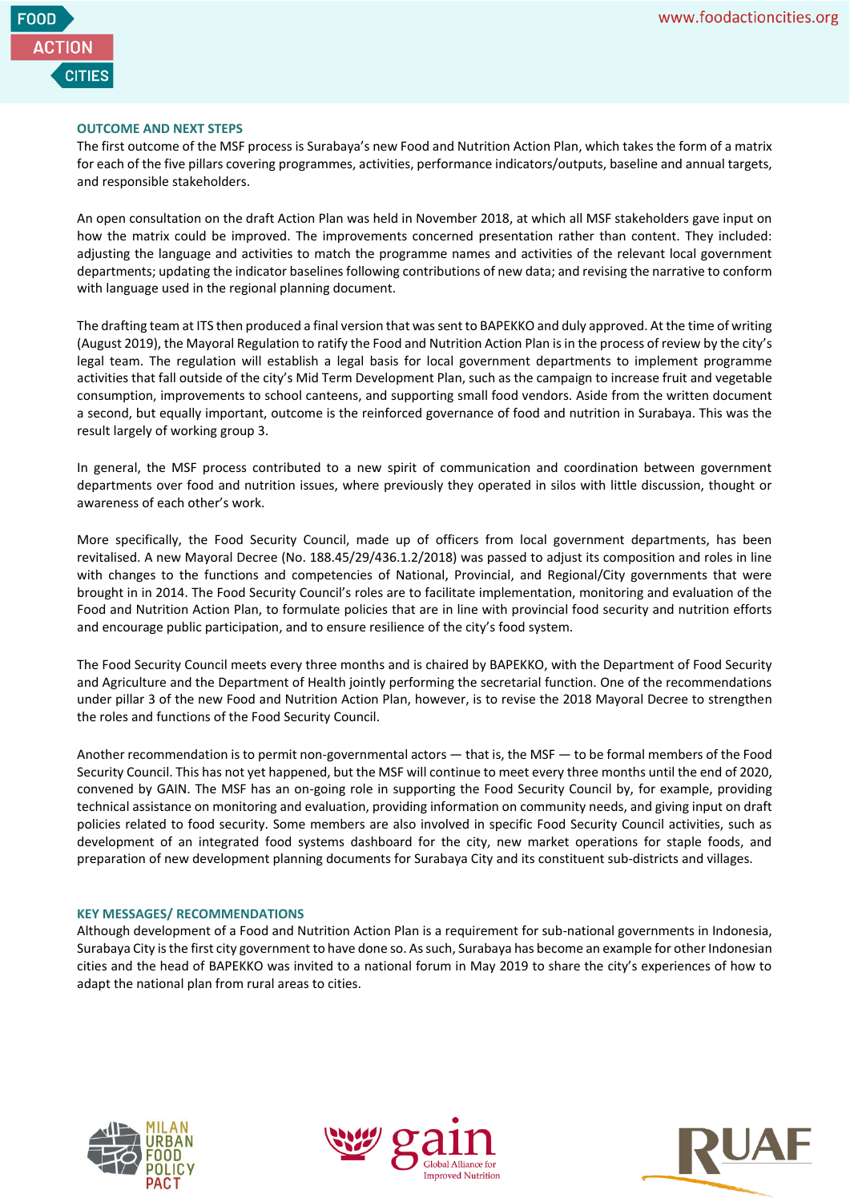## OUTCOME AND NEXT STEPS

The first outcome of the MSF process is Surabaya's new Food and Nutrition Action Plan, which takes the form of a matrix for each of the five pillars covering programmes, activities, performance indicators/outputs, baseline and annual targets, and responsible stakeholders.

An open consultation on the draft Action Plan was held in November 2018, at which all MSF stakeholders gave input on how the matrix could be improved. The improvements concerned presentation rather than content. They included: adjusting the language and activities to match the programme names and activities of the relevant local government departments; updating the indicator baselines following contributions of new data; and revising the narrative to conform with language used in the regional planning document.

The drafting team at ITS then produced a final version that was sent to BAPEKKO and duly approved. At the time of writing (August 2019), the Mayoral Regulation to ratify the Food and Nutrition Action Plan is in the process of review by the city's legal team. The regulation will establish a legal basis for local government departments to implement programme activities that fall outside of the city's Mid Term Development Plan, such as the campaign to increase fruit and vegetable consumption, improvements to school canteens, and supporting small food vendors. Aside from the written document a second, but equally important, outcome is the reinforced governance of food and nutrition in Surabaya. This was the result largely of working group 3.

In general, the MSF process contributed to a new spirit of communication and coordination between government departments over food and nutrition issues, where previously they operated in silos with little discussion, thought or awareness of each other's work.

More specifically, the Food Security Council, made up of officers from local government departments, has been revitalised. A new Mayoral Decree (No. 188.45/29/436.1.2/2018) was passed to adjust its composition and roles in line with changes to the functions and competencies of National, Provincial, and Regional/City governments that were brought in in 2014. The Food Security Council's roles are to facilitate implementation, monitoring and evaluation of the Food and Nutrition Action Plan, to formulate policies that are in line with provincial food security and nutrition efforts and encourage public participation, and to ensure resilience of the city's food system.

The Food Security Council meets every three months and is chaired by BAPEKKO, with the Department of Food Security and Agriculture and the Department of Health jointly performing the secretarial function. One of the recommendations under pillar 3 of the new Food and Nutrition Action Plan, however, is to revise the 2018 Mayoral Decree to strengthen the roles and functions of the Food Security Council.

Another recommendation is to permit non-governmental actors — that is, the MSF — to be formal members of the Food Security Council. This has not yet happened, but the MSF will continue to meet every three months until the end of 2020, convened by GAIN. The MSF has an on-going role in supporting the Food Security Council by, for example, providing technical assistance on monitoring and evaluation, providing information on community needs, and giving input on draft policies related to food security. Some members are also involved in specific Food Security Council activities, such as development of an integrated food systems dashboard for the city, new market operations for staple foods, and preparation of new development planning documents for Surabaya City and its constituent sub-districts and villages.

## KEY MESSAGES/ RECOMMENDATIONS

Although development of a Food and Nutrition Action Plan is a requirement for sub-national governments in Indonesia, Surabaya City is the first city government to have done so. As such, Surabaya has become an example for other Indonesian cities and the head of BAPEKKO was invited to a national forum in May 2019 to share the city's experiences of how to adapt the national plan from rural areas to cities.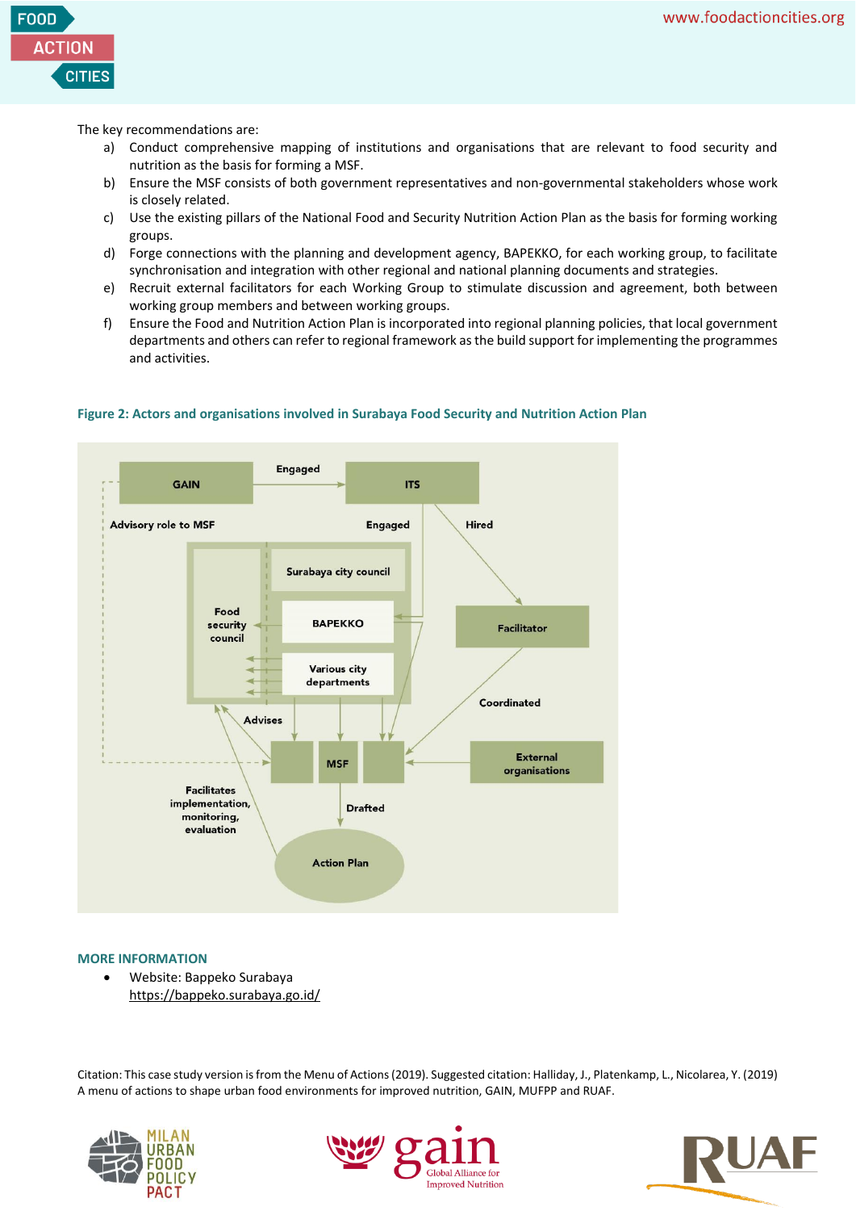The key recommendations are:

a) Conduct comprehensive mapping of institutions and organisations that are relevant to food security and nutrition as the basis for forming a MSF.
b) Ensure the MSF consists of both government representatives and non-governmental stakeholders whose work is closely related.
c) Use the existing pillars of the National Food and Security Nutrition Action Plan as the basis for forming working groups.
d) Forge connections with the planning and development agency, BAPEKKO, for each working group, to facilitate synchronisation and integration with other regional and national planning documents and strategies.
e) Recruit external facilitators for each Working Group to stimulate discussion and agreement, both between working group members and between working groups.
f) Ensure the Food and Nutrition Action Plan is incorporated into regional planning policies, that local government departments and others can refer to regional framework as the build support for implementing the programmes and activities.

**Figure 2: Actors and organisations involved in Surabaya Food Security and Nutrition Action Plan**

GAIN
Engaged
ITS
Advisory role to MSF
Engaged
Hired
Surabaya city council
Food security council
BAPEKKO
Facilitator
Various city departments
Coordinated
Advises
MSF
External organisations
Facilitates implementation, monitoring, evaluation
Drafted
Action Plan

## MORE INFORMATION

- Website: Bappeko Surabaya
  https://bappeko.surabaya.go.id/

Citation: This case study version is from the Menu of Actions (2019). Suggested citation: Halliday, J., Platenkamp, L., Nicolarea, Y. (2019) A menu of actions to shape urban food environments for improved nutrition, GAIN, MUFPP and RUAF.